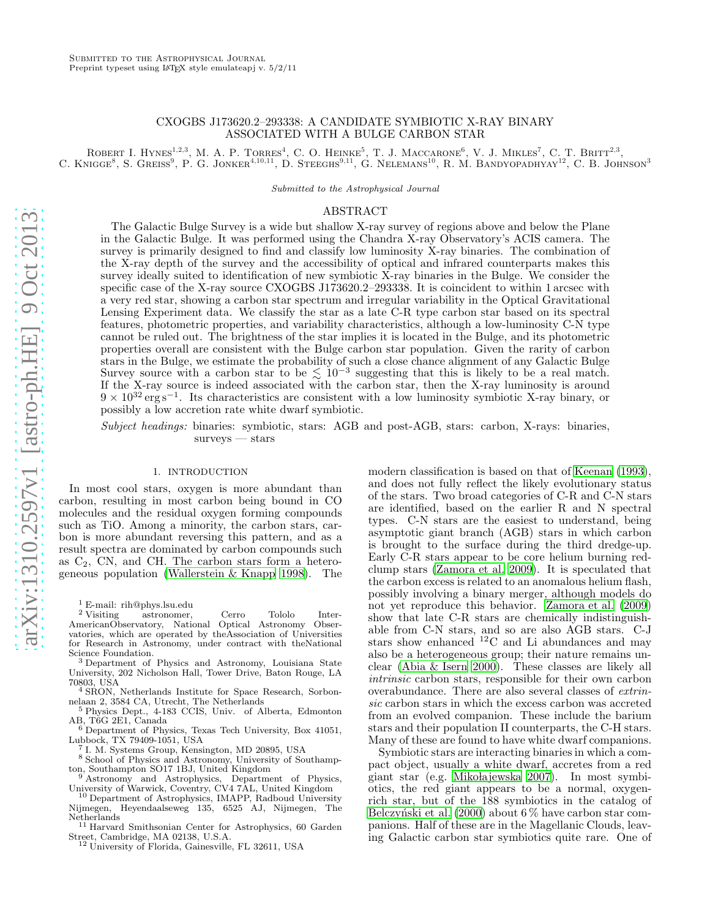Submitted to the Astrophysical Journal
Preprint typeset using LaTeX style emulateapj v. 5/2/11

# CXOGBS J173620.2–293338: A CANDIDATE SYMBIOTIC X-RAY BINARY ASSOCIATED WITH A BULGE CARBON STAR

Robert I. Hynes[1,2,3], M. A. P. Torres[4], C. O. Heinke[5], T. J. Maccarone[6], V. J. Mikles[7], C. T. Britt[2,3], C. Knigge[8], S. Greiss[9], P. G. Jonker[4,10,11], D. Steeghs[9,11], G. Nelemans[10], R. M. Bandyopadhyay[12], C. B. Johnson[3]

*Submitted to the Astrophysical Journal*

## ABSTRACT

The Galactic Bulge Survey is a wide but shallow X-ray survey of regions above and below the Plane in the Galactic Bulge. It was performed using the Chandra X-ray Observatory's ACIS camera. The survey is primarily designed to find and classify low luminosity X-ray binaries. The combination of the X-ray depth of the survey and the accessibility of optical and infrared counterparts makes this survey ideally suited to identification of new symbiotic X-ray binaries in the Bulge. We consider the specific case of the X-ray source CXOGBS J173620.2–293338. It is coincident to within 1 arcsec with a very red star, showing a carbon star spectrum and irregular variability in the Optical Gravitational Lensing Experiment data. We classify the star as a late C-R type carbon star based on its spectral features, photometric properties, and variability characteristics, although a low-luminosity C-N type cannot be ruled out. The brightness of the star implies it is located in the Bulge, and its photometric properties overall are consistent with the Bulge carbon star population. Given the rarity of carbon stars in the Bulge, we estimate the probability of such a close chance alignment of any Galactic Bulge Survey source with a carbon star to be $\lesssim 10^{-3}$ suggesting that this is likely to be a real match. If the X-ray source is indeed associated with the carbon star, then the X-ray luminosity is around $9 \times 10^{32}\,\mathrm{erg\,s^{-1}}$. Its characteristics are consistent with a low luminosity symbiotic X-ray binary, or possibly a low accretion rate white dwarf symbiotic.

*Subject headings:* binaries: symbiotic, stars: AGB and post-AGB, stars: carbon, X-rays: binaries, surveys — stars

## 1. INTRODUCTION

In most cool stars, oxygen is more abundant than carbon, resulting in most carbon being bound in CO molecules and the residual oxygen forming compounds such as TiO. Among a minority, the carbon stars, carbon is more abundant reversing this pattern, and as a result spectra are dominated by carbon compounds such as $C_2$, CN, and CH. The carbon stars form a heterogeneous population (Wallerstein & Knapp 1998). The modern classification is based on that of Keenan (1993), and does not fully reflect the likely evolutionary status of the stars. Two broad categories of C-R and C-N stars are identified, based on the earlier R and N spectral types. C-N stars are the easiest to understand, being asymptotic giant branch (AGB) stars in which carbon is brought to the surface during the third dredge-up. Early C-R stars appear to be core helium burning red-clump stars (Zamora et al. 2009). It is speculated that the carbon excess is related to an anomalous helium flash, possibly involving a binary merger, although models do not yet reproduce this behavior. Zamora et al. (2009) show that late C-R stars are chemically indistinguishable from C-N stars, and so are also AGB stars. C-J stars show enhanced $^{12}$C and Li abundances and may also be a heterogeneous group; their nature remains unclear (Abia & Isern 2000). These classes are likely all *intrinsic* carbon stars, responsible for their own carbon overabundance. There are also several classes of *extrinsic* carbon stars in which the excess carbon was accreted from an evolved companion. These include the barium stars and their population II counterparts, the C-H stars. Many of these are found to have white dwarf companions.

Symbiotic stars are interacting binaries in which a compact object, usually a white dwarf, accretes from a red giant star (e.g. Mikołajewska 2007). In most symbiotics, the red giant appears to be a normal, oxygen-rich star, but of the 188 symbiotics in the catalog of Belczyński et al. (2000) about 6 % have carbon star companions. Half of these are in the Magellanic Clouds, leaving Galactic carbon star symbiotics quite rare. One of

[1] E-mail: rih@phys.lsu.edu
[2] Visiting astronomer, Cerro Tololo Inter-AmericanObservatory, National Optical Astronomy Observatories, which are operated by theAssociation of Universities for Research in Astronomy, under contract with theNational Science Foundation.
[3] Department of Physics and Astronomy, Louisiana State University, 202 Nicholson Hall, Tower Drive, Baton Rouge, LA 70803, USA
[4] SRON, Netherlands Institute for Space Research, Sorbonnelaan 2, 3584 CA, Utrecht, The Netherlands
[5] Physics Dept., 4-183 CCIS, Univ. of Alberta, Edmonton AB, T6G 2E1, Canada
[6] Department of Physics, Texas Tech University, Box 41051, Lubbock, TX 79409-1051, USA
[7] I. M. Systems Group, Kensington, MD 20895, USA
[8] School of Physics and Astronomy, University of Southampton, Southampton SO17 1BJ, United Kingdom
[9] Astronomy and Astrophysics, Department of Physics, University of Warwick, Coventry, CV4 7AL, United Kingdom
[10] Department of Astrophysics, IMAPP, Radboud University Nijmegen, Heyendaalseweg 135, 6525 AJ, Nijmegen, The Netherlands
[11] Harvard Smithsonian Center for Astrophysics, 60 Garden Street, Cambridge, MA 02138, U.S.A.
[12] University of Florida, Gainesville, FL 32611, USA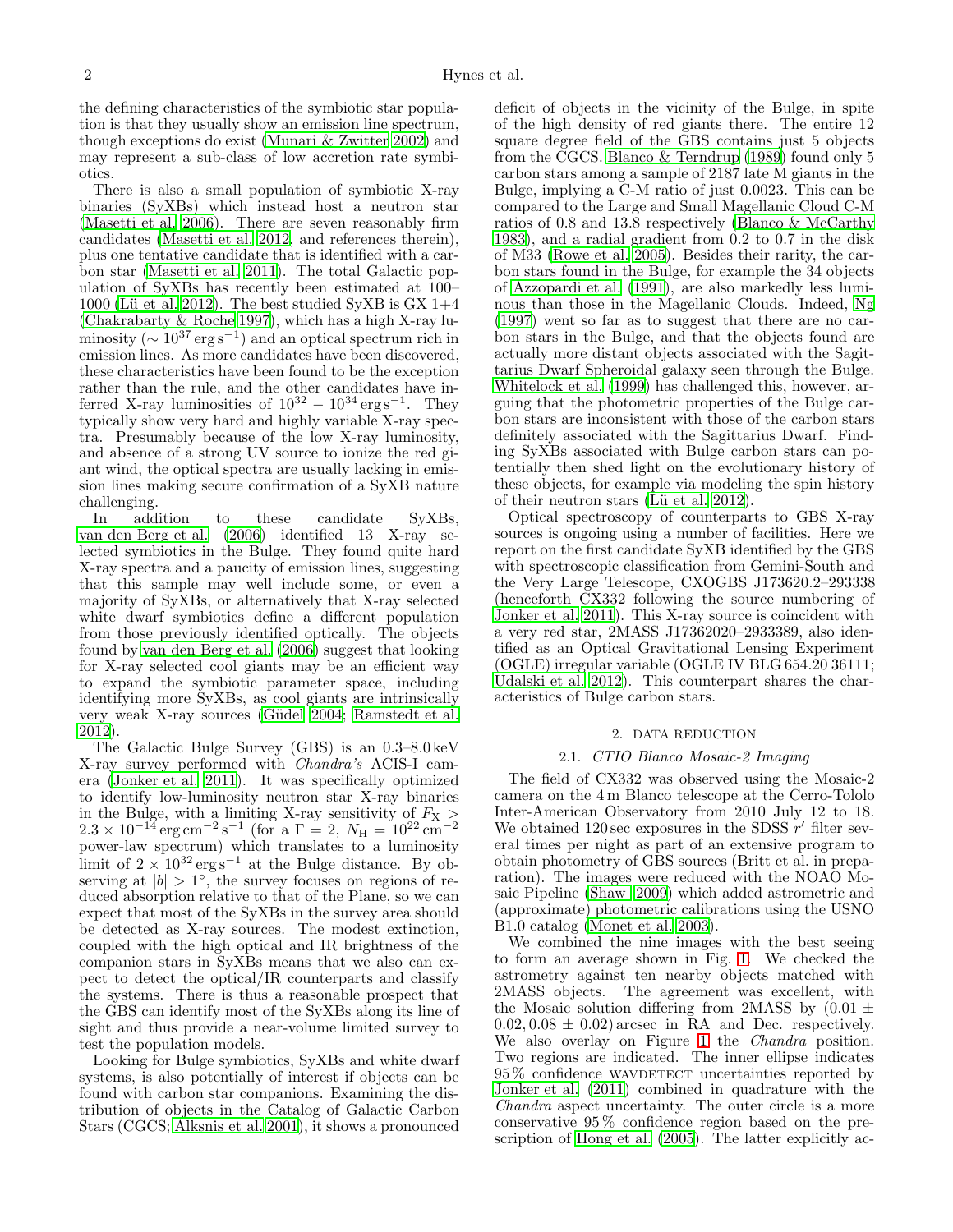the defining characteristics of the symbiotic star population is that they usually show an emission line spectrum, though exceptions do exist (Munari & Zwitter 2002) and may represent a sub-class of low accretion rate symbiotics.

There is also a small population of symbiotic X-ray binaries (SyXBs) which instead host a neutron star (Masetti et al. 2006). There are seven reasonably firm candidates (Masetti et al. 2012, and references therein), plus one tentative candidate that is identified with a carbon star (Masetti et al. 2011). The total Galactic population of SyXBs has recently been estimated at 100–1000 (Lü et al. 2012). The best studied SyXB is GX 1+4 (Chakrabarty & Roche 1997), which has a high X-ray luminosity ($\sim 10^{37}\,\mathrm{erg\,s^{-1}}$) and an optical spectrum rich in emission lines. As more candidates have been discovered, these characteristics have been found to be the exception rather than the rule, and the other candidates have inferred X-ray luminosities of $10^{32} - 10^{34}\,\mathrm{erg\,s^{-1}}$. They typically show very hard and highly variable X-ray spectra. Presumably because of the low X-ray luminosity, and absence of a strong UV source to ionize the red giant wind, the optical spectra are usually lacking in emission lines making secure confirmation of a SyXB nature challenging.

In addition to these candidate SyXBs, van den Berg et al. (2006) identified 13 X-ray selected symbiotics in the Bulge. They found quite hard X-ray spectra and a paucity of emission lines, suggesting that this sample may well include some, or even a majority of SyXBs, or alternatively that X-ray selected white dwarf symbiotics define a different population from those previously identified optically. The objects found by van den Berg et al. (2006) suggest that looking for X-ray selected cool giants may be an efficient way to expand the symbiotic parameter space, including identifying more SyXBs, as cool giants are intrinsically very weak X-ray sources (Güdel 2004; Ramstedt et al. 2012).

The Galactic Bulge Survey (GBS) is an 0.3–8.0 keV X-ray survey performed with *Chandra's* ACIS-I camera (Jonker et al. 2011). It was specifically optimized to identify low-luminosity neutron star X-ray binaries in the Bulge, with a limiting X-ray sensitivity of $F_{\mathrm{X}} > 2.3 \times 10^{-14}\,\mathrm{erg\,cm^{-2}\,s^{-1}}$ (for a $\Gamma = 2$, $N_{\mathrm{H}} = 10^{22}\,\mathrm{cm^{-2}}$ power-law spectrum) which translates to a luminosity limit of $2 \times 10^{32}\,\mathrm{erg\,s^{-1}}$ at the Bulge distance. By observing at $|b| > 1^{\circ}$, the survey focuses on regions of reduced absorption relative to that of the Plane, so we can expect that most of the SyXBs in the survey area should be detected as X-ray sources. The modest extinction, coupled with the high optical and IR brightness of the companion stars in SyXBs means that we also can expect to detect the optical/IR counterparts and classify the systems. There is thus a reasonable prospect that the GBS can identify most of the SyXBs along its line of sight and thus provide a near-volume limited survey to test the population models.

Looking for Bulge symbiotics, SyXBs and white dwarf systems, is also potentially of interest if objects can be found with carbon star companions. Examining the distribution of objects in the Catalog of Galactic Carbon Stars (CGCS; Alksnis et al. 2001), it shows a pronounced deficit of objects in the vicinity of the Bulge, in spite of the high density of red giants there. The entire 12 square degree field of the GBS contains just 5 objects from the CGCS. Blanco & Terndrup (1989) found only 5 carbon stars among a sample of 2187 late M giants in the Bulge, implying a C-M ratio of just 0.0023. This can be compared to the Large and Small Magellanic Cloud C-M ratios of 0.8 and 13.8 respectively (Blanco & McCarthy 1983), and a radial gradient from 0.2 to 0.7 in the disk of M33 (Rowe et al. 2005). Besides their rarity, the carbon stars found in the Bulge, for example the 34 objects of Azzopardi et al. (1991), are also markedly less luminous than those in the Magellanic Clouds. Indeed, Ng (1997) went so far as to suggest that there are no carbon stars in the Bulge, and that the objects found are actually more distant objects associated with the Sagittarius Dwarf Spheroidal galaxy seen through the Bulge. Whitelock et al. (1999) has challenged this, however, arguing that the photometric properties of the Bulge carbon stars are inconsistent with those of the carbon stars definitely associated with the Sagittarius Dwarf. Finding SyXBs associated with Bulge carbon stars can potentially then shed light on the evolutionary history of these objects, for example via modeling the spin history of their neutron stars (Lü et al. 2012).

Optical spectroscopy of counterparts to GBS X-ray sources is ongoing using a number of facilities. Here we report on the first candidate SyXB identified by the GBS with spectroscopic classification from Gemini-South and the Very Large Telescope, CXOGBS J173620.2–293338 (henceforth CX332 following the source numbering of Jonker et al. 2011). This X-ray source is coincident with a very red star, 2MASS J17362020–2933389, also identified as an Optical Gravitational Lensing Experiment (OGLE) irregular variable (OGLE IV BLG 654.20 36111; Udalski et al. 2012). This counterpart shares the characteristics of Bulge carbon stars.

## 2. DATA REDUCTION

### 2.1. *CTIO Blanco Mosaic-2 Imaging*

The field of CX332 was observed using the Mosaic-2 camera on the 4 m Blanco telescope at the Cerro-Tololo Inter-American Observatory from 2010 July 12 to 18. We obtained 120 sec exposures in the SDSS $r'$ filter several times per night as part of an extensive program to obtain photometry of GBS sources (Britt et al. in preparation). The images were reduced with the NOAO Mosaic Pipeline (Shaw 2009) which added astrometric and (approximate) photometric calibrations using the USNO B1.0 catalog (Monet et al. 2003).

We combined the nine images with the best seeing to form an average shown in Fig. 1. We checked the astrometry against ten nearby objects matched with 2MASS objects. The agreement was excellent, with the Mosaic solution differing from 2MASS by ($0.01 \pm 0.02, 0.08 \pm 0.02$) arcsec in RA and Dec. respectively. We also overlay on Figure 1 the *Chandra* position. Two regions are indicated. The inner ellipse indicates 95 % confidence WAVDETECT uncertainties reported by Jonker et al. (2011) combined in quadrature with the *Chandra* aspect uncertainty. The outer circle is a more conservative 95 % confidence region based on the prescription of Hong et al. (2005). The latter explicitly ac-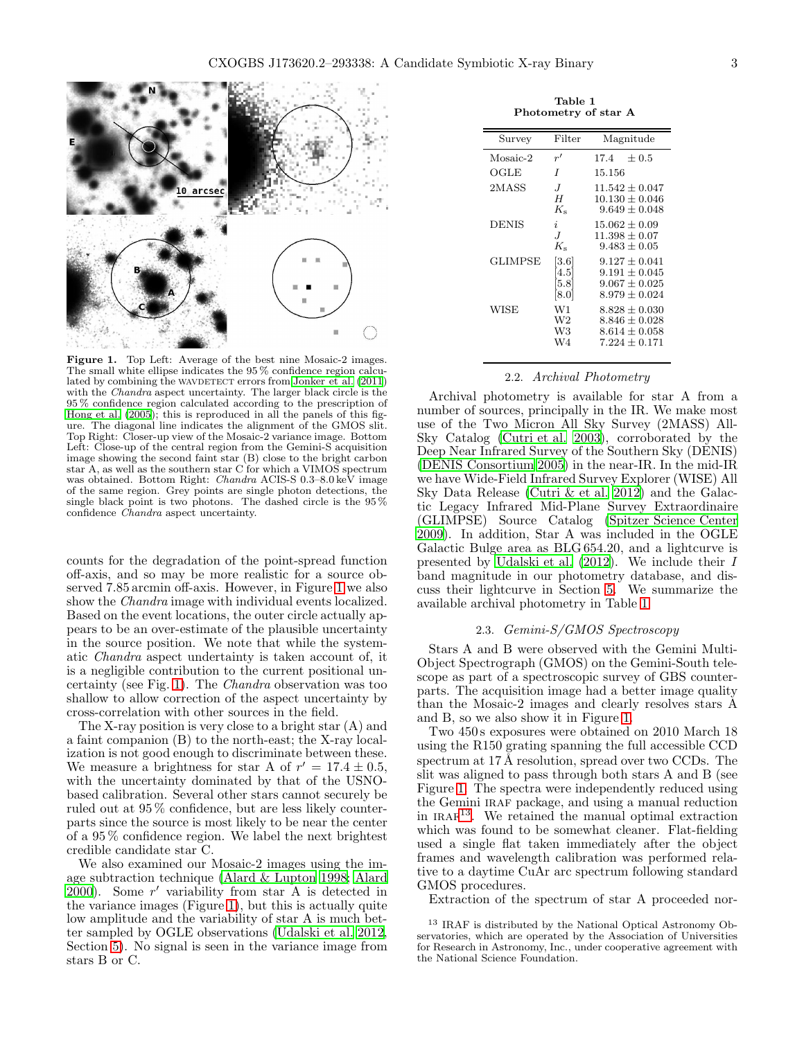**Figure 1.** Top Left: Average of the best nine Mosaic-2 images. The small white ellipse indicates the 95 % confidence region calculated by combining the WAVDETECT errors from Jonker et al. (2011) with the *Chandra* aspect uncertainty. The larger black circle is the 95 % confidence region calculated according to the prescription of Hong et al. (2005); this is reproduced in all the panels of this figure. The diagonal line indicates the alignment of the GMOS slit. Top Right: Closer-up view of the Mosaic-2 variance image. Bottom Left: Close-up of the central region from the Gemini-S acquisition image showing the second faint star (B) close to the bright carbon star A, as well as the southern star C for which a VIMOS spectrum was obtained. Bottom Right: *Chandra* ACIS-S 0.3–8.0 keV image of the same region. Grey points are single photon detections, the single black point is two photons. The dashed circle is the 95 % confidence *Chandra* aspect uncertainty.

counts for the degradation of the point-spread function off-axis, and so may be more realistic for a source observed 7.85 arcmin off-axis. However, in Figure 1 we also show the *Chandra* image with individual events localized. Based on the event locations, the outer circle actually appears to be an over-estimate of the plausible uncertainty in the source position. We note that while the systematic *Chandra* aspect undertainty is taken account of, it is a negligible contribution to the current positional uncertainty (see Fig. 1). The *Chandra* observation was too shallow to allow correction of the aspect uncertainty by cross-correlation with other sources in the field.

The X-ray position is very close to a bright star (A) and a faint companion (B) to the north-east; the X-ray localization is not good enough to discriminate between these. We measure a brightness for star A of $r' = 17.4 \pm 0.5$, with the uncertainty dominated by that of the USNO-based calibration. Several other stars cannot securely be ruled out at 95 % confidence, but are less likely counterparts since the source is most likely to be near the center of a 95 % confidence region. We label the next brightest credible candidate star C.

We also examined our Mosaic-2 images using the image subtraction technique (Alard & Lupton 1998; Alard 2000). Some $r'$ variability from star A is detected in the variance images (Figure 1), but this is actually quite low amplitude and the variability of star A is much better sampled by OGLE observations (Udalski et al. 2012, Section 5). No signal is seen in the variance image from stars B or C.

**Table 1**
**Photometry of star A**

| Survey | Filter | Magnitude |
|---|---|---|
| Mosaic-2 | $r'$ | $17.4 \pm 0.5$ |
| OGLE | $I$ | 15.156 |
| 2MASS | $J$ | $11.542 \pm 0.047$ |
| | $H$ | $10.130 \pm 0.046$ |
| | $K_s$ | $9.649 \pm 0.048$ |
| DENIS | $i$ | $15.062 \pm 0.09$ |
| | $J$ | $11.398 \pm 0.07$ |
| | $K_s$ | $9.483 \pm 0.05$ |
| GLIMPSE | [3.6] | $9.127 \pm 0.041$ |
| | [4.5] | $9.191 \pm 0.045$ |
| | [5.8] | $9.067 \pm 0.025$ |
| | [8.0] | $8.979 \pm 0.024$ |
| WISE | W1 | $8.828 \pm 0.030$ |
| | W2 | $8.846 \pm 0.028$ |
| | W3 | $8.614 \pm 0.058$ |
| | W4 | $7.224 \pm 0.171$ |

### 2.2. *Archival Photometry*

Archival photometry is available for star A from a number of sources, principally in the IR. We make most use of the Two Micron All Sky Survey (2MASS) All-Sky Catalog (Cutri et al. 2003), corroborated by the Deep Near Infrared Survey of the Southern Sky (DENIS) (DENIS Consortium 2005) in the near-IR. In the mid-IR we have Wide-Field Infrared Survey Explorer (WISE) All Sky Data Release (Cutri & et al. 2012) and the Galactic Legacy Infrared Mid-Plane Survey Extraordinaire (GLIMPSE) Source Catalog (Spitzer Science Center 2009). In addition, Star A was included in the OGLE Galactic Bulge area as BLG 654.20, and a lightcurve is presented by Udalski et al. (2012). We include their $I$ band magnitude in our photometry database, and discuss their lightcurve in Section 5. We summarize the available archival photometry in Table 1.

### 2.3. *Gemini-S/GMOS Spectroscopy*

Stars A and B were observed with the Gemini Multi-Object Spectrograph (GMOS) on the Gemini-South telescope as part of a spectroscopic survey of GBS counterparts. The acquisition image had a better image quality than the Mosaic-2 images and clearly resolves stars A and B, so we also show it in Figure 1.

Two 450 s exposures were obtained on 2010 March 18 using the R150 grating spanning the full accessible CCD spectrum at 17 Å resolution, spread over two CCDs. The slit was aligned to pass through both stars A and B (see Figure 1. The spectra were independently reduced using the Gemini IRAF package, and using a manual reduction in IRAF[13]. We retained the manual optimal extraction which was found to be somewhat cleaner. Flat-fielding used a single flat taken immediately after the object frames and wavelength calibration was performed relative to a daytime CuAr arc spectrum following standard GMOS procedures.

Extraction of the spectrum of star A proceeded nor-

[13] IRAF is distributed by the National Optical Astronomy Observatories, which are operated by the Association of Universities for Research in Astronomy, Inc., under cooperative agreement with the National Science Foundation.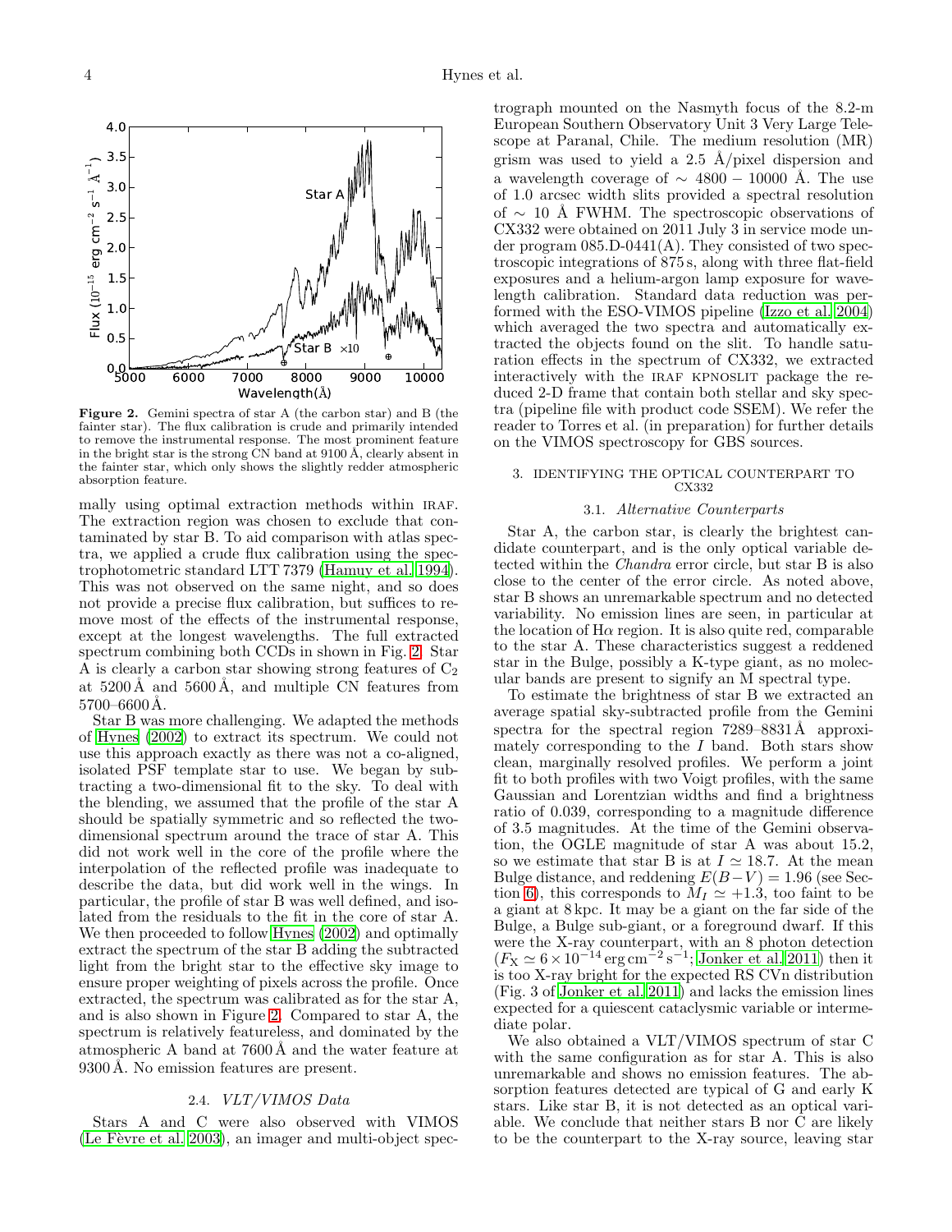**Figure 2.** Gemini spectra of star A (the carbon star) and B (the fainter star). The flux calibration is crude and primarily intended to remove the instrumental response. The most prominent feature in the bright star is the strong CN band at 9100 Å, clearly absent in the fainter star, which only shows the slightly redder atmospheric absorption feature.

mally using optimal extraction methods within IRAF. The extraction region was chosen to exclude that contaminated by star B. To aid comparison with atlas spectra, we applied a crude flux calibration using the spectrophotometric standard LTT 7379 (Hamuy et al. 1994). This was not observed on the same night, and so does not provide a precise flux calibration, but suffices to remove most of the effects of the instrumental response, except at the longest wavelengths. The full extracted spectrum combining both CCDs in shown in Fig. 2. Star A is clearly a carbon star showing strong features of $C_2$ at 5200 Å and 5600 Å, and multiple CN features from 5700–6600 Å.

Star B was more challenging. We adapted the methods of Hynes (2002) to extract its spectrum. We could not use this approach exactly as there was not a co-aligned, isolated PSF template star to use. We began by subtracting a two-dimensional fit to the sky. To deal with the blending, we assumed that the profile of the star A should be spatially symmetric and so reflected the two-dimensional spectrum around the trace of star A. This did not work well in the core of the profile where the interpolation of the reflected profile was inadequate to describe the data, but did work well in the wings. In particular, the profile of star B was well defined, and isolated from the residuals to the fit in the core of star A. We then proceeded to follow Hynes (2002) and optimally extract the spectrum of the star B adding the subtracted light from the bright star to the effective sky image to ensure proper weighting of pixels across the profile. Once extracted, the spectrum was calibrated as for the star A, and is also shown in Figure 2. Compared to star A, the spectrum is relatively featureless, and dominated by the atmospheric A band at 7600 Å and the water feature at 9300 Å. No emission features are present.

### 2.4. *VLT/VIMOS Data*

Stars A and C were also observed with VIMOS (Le Fèvre et al. 2003), an imager and multi-object spectrograph mounted on the Nasmyth focus of the 8.2-m European Southern Observatory Unit 3 Very Large Telescope at Paranal, Chile. The medium resolution (MR) grism was used to yield a 2.5 Å/pixel dispersion and a wavelength coverage of $\sim$ 4800 − 10000 Å. The use of 1.0 arcsec width slits provided a spectral resolution of $\sim$ 10 Å FWHM. The spectroscopic observations of CX332 were obtained on 2011 July 3 in service mode under program 085.D-0441(A). They consisted of two spectroscopic integrations of 875 s, along with three flat-field exposures and a helium-argon lamp exposure for wavelength calibration. Standard data reduction was performed with the ESO-VIMOS pipeline (Izzo et al. 2004) which averaged the two spectra and automatically extracted the objects found on the slit. To handle saturation effects in the spectrum of CX332, we extracted interactively with the IRAF KPNOSLIT package the reduced 2-D frame that contain both stellar and sky spectra (pipeline file with product code SSEM). We refer the reader to Torres et al. (in preparation) for further details on the VIMOS spectroscopy for GBS sources.

## 3. IDENTIFYING THE OPTICAL COUNTERPART TO CX332

### 3.1. *Alternative Counterparts*

Star A, the carbon star, is clearly the brightest candidate counterpart, and is the only optical variable detected within the *Chandra* error circle, but star B is also close to the center of the error circle. As noted above, star B shows an unremarkable spectrum and no detected variability. No emission lines are seen, in particular at the location of H$\alpha$ region. It is also quite red, comparable to the star A. These characteristics suggest a reddened star in the Bulge, possibly a K-type giant, as no molecular bands are present to signify an M spectral type.

To estimate the brightness of star B we extracted an average spatial sky-subtracted profile from the Gemini spectra for the spectral region 7289–8831 Å approximately corresponding to the $I$ band. Both stars show clean, marginally resolved profiles. We perform a joint fit to both profiles with two Voigt profiles, with the same Gaussian and Lorentzian widths and find a brightness ratio of 0.039, corresponding to a magnitude difference of 3.5 magnitudes. At the time of the Gemini observation, the OGLE magnitude of star A was about 15.2, so we estimate that star B is at $I \simeq 18.7$. At the mean Bulge distance, and reddening $E(B-V) = 1.96$ (see Section 6), this corresponds to $M_I \simeq +1.3$, too faint to be a giant at 8 kpc. It may be a giant on the far side of the Bulge, a Bulge sub-giant, or a foreground dwarf. If this were the X-ray counterpart, with an 8 photon detection ($F_{\rm X} \simeq 6 \times 10^{-14}\,{\rm erg\,cm^{-2}\,s^{-1}}$; Jonker et al. 2011) then it is too X-ray bright for the expected RS CVn distribution (Fig. 3 of Jonker et al. 2011) and lacks the emission lines expected for a quiescent cataclysmic variable or intermediate polar.

We also obtained a VLT/VIMOS spectrum of star C with the same configuration as for star A. This is also unremarkable and shows no emission features. The absorption features detected are typical of G and early K stars. Like star B, it is not detected as an optical variable. We conclude that neither stars B nor C are likely to be the counterpart to the X-ray source, leaving star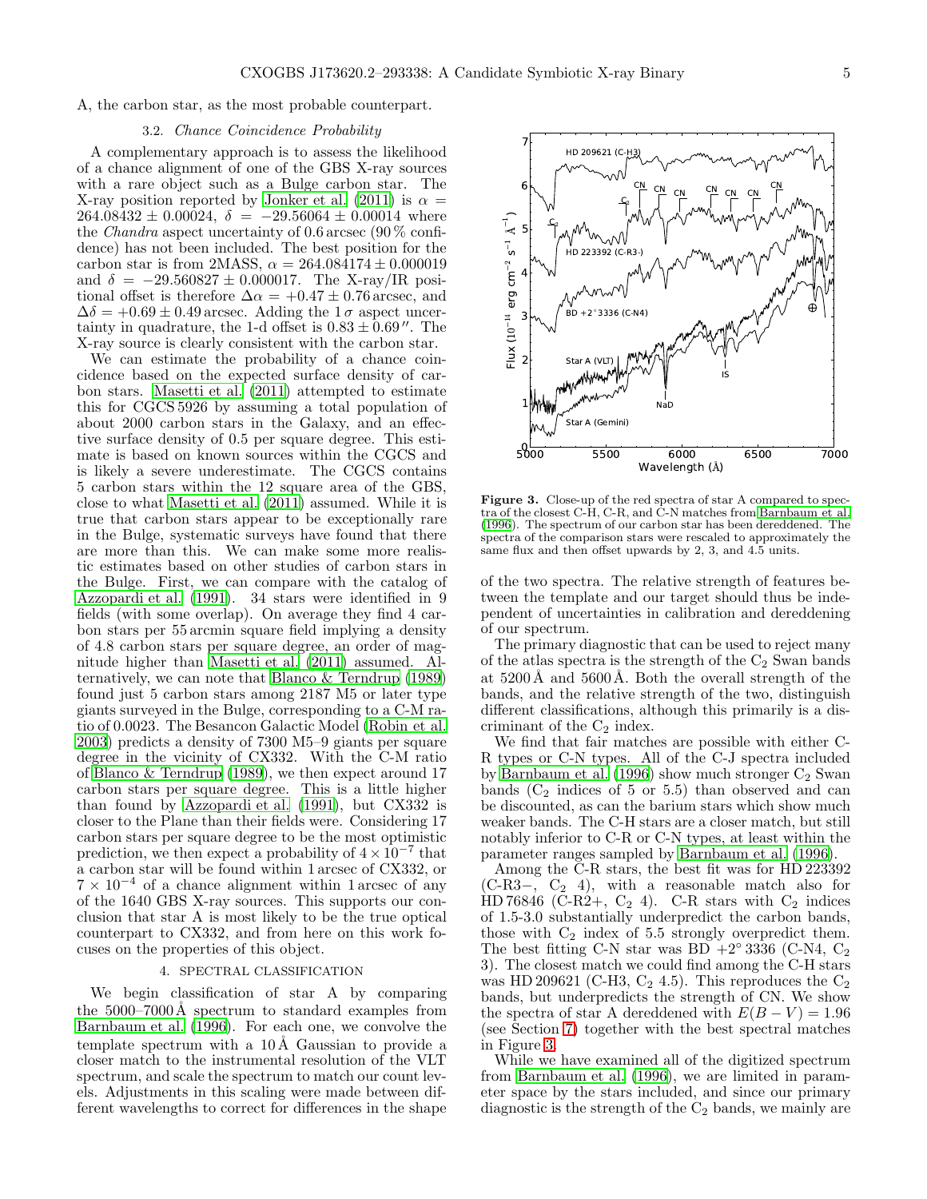A, the carbon star, as the most probable counterpart.

### 3.2. *Chance Coincidence Probability*

A complementary approach is to assess the likelihood of a chance alignment of one of the GBS X-ray sources with a rare object such as a Bulge carbon star. The X-ray position reported by Jonker et al. (2011) is $\alpha = 264.08432 \pm 0.00024$, $\delta = -29.56064 \pm 0.00014$ where the *Chandra* aspect uncertainty of 0.6 arcsec (90 % confidence) has not been included. The best position for the carbon star is from 2MASS, $\alpha = 264.084174 \pm 0.000019$ and $\delta = -29.560827 \pm 0.000017$. The X-ray/IR positional offset is therefore $\Delta\alpha = +0.47 \pm 0.76$ arcsec, and $\Delta\delta = +0.69 \pm 0.49$ arcsec. Adding the $1\,\sigma$ aspect uncertainty in quadrature, the 1-d offset is $0.83 \pm 0.69''$. The X-ray source is clearly consistent with the carbon star.

We can estimate the probability of a chance coincidence based on the expected surface density of carbon stars. Masetti et al. (2011) attempted to estimate this for CGCS 5926 by assuming a total population of about 2000 carbon stars in the Galaxy, and an effective surface density of 0.5 per square degree. This estimate is based on known sources within the CGCS and is likely a severe underestimate. The CGCS contains 5 carbon stars within the 12 square area of the GBS, close to what Masetti et al. (2011) assumed. While it is true that carbon stars appear to be exceptionally rare in the Bulge, systematic surveys have found that there are more than this. We can make some more realistic estimates based on other studies of carbon stars in the Bulge. First, we can compare with the catalog of Azzopardi et al. (1991). 34 stars were identified in 9 fields (with some overlap). On average they find 4 carbon stars per 55 arcmin square field implying a density of 4.8 carbon stars per square degree, an order of magnitude higher than Masetti et al. (2011) assumed. Alternatively, we can note that Blanco & Terndrup (1989) found just 5 carbon stars among 2187 M5 or later type giants surveyed in the Bulge, corresponding to a C-M ratio of 0.0023. The Besancon Galactic Model (Robin et al. 2003) predicts a density of 7300 M5–9 giants per square degree in the vicinity of CX332. With the C-M ratio of Blanco & Terndrup (1989), we then expect around 17 carbon stars per square degree. This is a little higher than found by Azzopardi et al. (1991), but CX332 is closer to the Plane than their fields were. Considering 17 carbon stars per square degree to be the most optimistic prediction, we then expect a probability of $4 \times 10^{-7}$ that a carbon star will be found within 1 arcsec of CX332, or $7 \times 10^{-4}$ of a chance alignment within 1 arcsec of any of the 1640 GBS X-ray sources. This supports our conclusion that star A is most likely to be the true optical counterpart to CX332, and from here on this work focuses on the properties of this object.

## 4. SPECTRAL CLASSIFICATION

We begin classification of star A by comparing the 5000–7000 Å spectrum to standard examples from Barnbaum et al. (1996). For each one, we convolve the template spectrum with a 10 Å Gaussian to provide a closer match to the instrumental resolution of the VLT spectrum, and scale the spectrum to match our count levels. Adjustments in this scaling were made between different wavelengths to correct for differences in the shape of the two spectra. The relative strength of features between the template and our target should thus be independent of uncertainties in calibration and dereddening of our spectrum.

**Figure 3.** Close-up of the red spectra of star A compared to spectra of the closest C-H, C-R, and C-N matches from Barnbaum et al. (1996). The spectrum of our carbon star has been dereddened. The spectra of the comparison stars were rescaled to approximately the same flux and then offset upwards by 2, 3, and 4.5 units.

The primary diagnostic that can be used to reject many of the atlas spectra is the strength of the $C_2$ Swan bands at 5200 Å and 5600 Å. Both the overall strength of the bands, and the relative strength of the two, distinguish different classifications, although this primarily is a discriminant of the $C_2$ index.

We find that fair matches are possible with either C-R types or C-N types. All of the C-J spectra included by Barnbaum et al. (1996) show much stronger $C_2$ Swan bands ($C_2$ indices of 5 or 5.5) than observed and can be discounted, as can the barium stars which show much weaker bands. The C-H stars are a closer match, but still notably inferior to C-R or C-N types, at least within the parameter ranges sampled by Barnbaum et al. (1996).

Among the C-R stars, the best fit was for HD 223392 (C-R3−, $C_2$ 4), with a reasonable match also for HD 76846 (C-R2+, $C_2$ 4). C-R stars with $C_2$ indices of 1.5-3.0 substantially underpredict the carbon bands, those with $C_2$ index of 5.5 strongly overpredict them. The best fitting C-N star was BD +2° 3336 (C-N4, $C_2$ 3). The closest match we could find among the C-H stars was HD 209621 (C-H3, $C_2$ 4.5). This reproduces the $C_2$ bands, but underpredicts the strength of CN. We show the spectra of star A dereddened with $E(B-V) = 1.96$ (see Section 7) together with the best spectral matches in Figure 3.

While we have examined all of the digitized spectrum from Barnbaum et al. (1996), we are limited in parameter space by the stars included, and since our primary diagnostic is the strength of the $C_2$ bands, we mainly are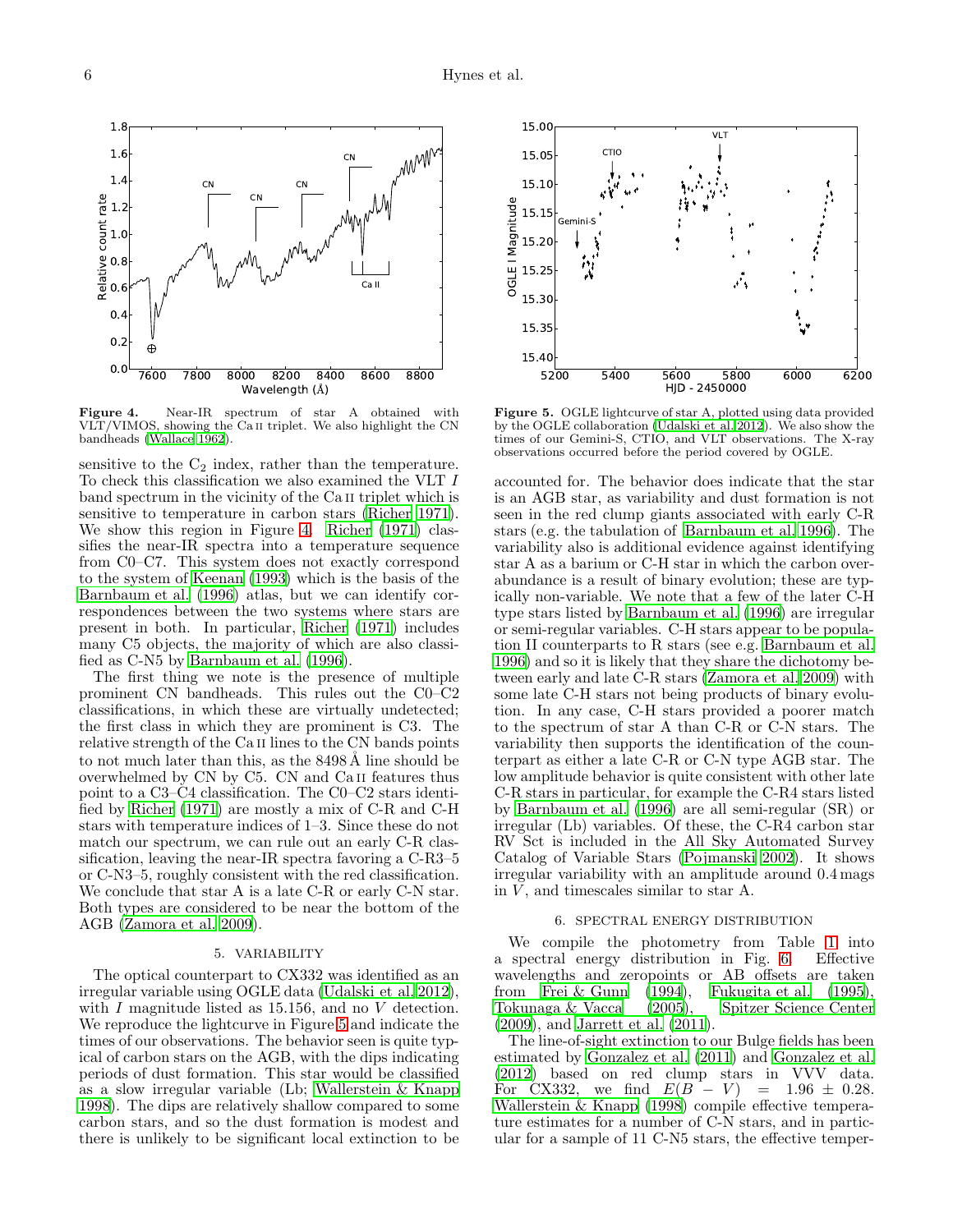**Figure 4.** Near-IR spectrum of star A obtained with VLT/VIMOS, showing the Ca II triplet. We also highlight the CN bandheads (Wallace 1962).

**Figure 5.** OGLE lightcurve of star A, plotted using data provided by the OGLE collaboration (Udalski et al. 2012). We also show the times of our Gemini-S, CTIO, and VLT observations. The X-ray observations occurred before the period covered by OGLE.

sensitive to the $C_2$ index, rather than the temperature. To check this classification we also examined the VLT $I$ band spectrum in the vicinity of the Ca II triplet which is sensitive to temperature in carbon stars (Richer 1971). We show this region in Figure 4. Richer (1971) classifies the near-IR spectra into a temperature sequence from C0–C7. This system does not exactly correspond to the system of Keenan (1993) which is the basis of the Barnbaum et al. (1996) atlas, but we can identify correspondences between the two systems where stars are present in both. In particular, Richer (1971) includes many C5 objects, the majority of which are also classified as C-N5 by Barnbaum et al. (1996).

The first thing we note is the presence of multiple prominent CN bandheads. This rules out the C0–C2 classifications, in which these are virtually undetected; the first class in which they are prominent is C3. The relative strength of the Ca II lines to the CN bands points to not much later than this, as the 8498 Å line should be overwhelmed by CN by C5. CN and Ca II features thus point to a C3–C4 classification. The C0–C2 stars identified by Richer (1971) are mostly a mix of C-R and C-H stars with temperature indices of 1–3. Since these do not match our spectrum, we can rule out an early C-R classification, leaving the near-IR spectra favoring a C-R3–5 or C-N3–5, roughly consistent with the red classification. We conclude that star A is a late C-R or early C-N star. Both types are considered to be near the bottom of the AGB (Zamora et al. 2009).

## 5. VARIABILITY

The optical counterpart to CX332 was identified as an irregular variable using OGLE data (Udalski et al. 2012), with $I$ magnitude listed as 15.156, and no $V$ detection. We reproduce the lightcurve in Figure 5 and indicate the times of our observations. The behavior seen is quite typical of carbon stars on the AGB, with the dips indicating periods of dust formation. This star would be classified as a slow irregular variable (Lb; Wallerstein & Knapp 1998). The dips are relatively shallow compared to some carbon stars, and so the dust formation is modest and there is unlikely to be significant local extinction to be accounted for. The behavior does indicate that the star is an AGB star, as variability and dust formation is not seen in the red clump giants associated with early C-R stars (e.g. the tabulation of Barnbaum et al. 1996). The variability also is additional evidence against identifying star A as a barium or C-H star in which the carbon overabundance is a result of binary evolution; these are typically non-variable. We note that a few of the later C-H type stars listed by Barnbaum et al. (1996) are irregular or semi-regular variables. C-H stars appear to be population II counterparts to R stars (see e.g. Barnbaum et al. 1996) and so it is likely that they share the dichotomy between early and late C-R stars (Zamora et al. 2009) with some late C-H stars not being products of binary evolution. In any case, C-H stars provided a poorer match to the spectrum of star A than C-R or C-N stars. The variability then supports the identification of the counterpart as either a late C-R or C-N type AGB star. The low amplitude behavior is quite consistent with other late C-R stars in particular, for example the C-R4 stars listed by Barnbaum et al. (1996) are all semi-regular (SR) or irregular (Lb) variables. Of these, the C-R4 carbon star RV Sct is included in the All Sky Automated Survey Catalog of Variable Stars (Pojmanski 2002). It shows irregular variability with an amplitude around 0.4 mags in $V$, and timescales similar to star A.

## 6. SPECTRAL ENERGY DISTRIBUTION

We compile the photometry from Table 1 into a spectral energy distribution in Fig. 6. Effective wavelengths and zeropoints or AB offsets are taken from Frei & Gunn (1994), Fukugita et al. (1995), Tokunaga & Vacca (2005), Spitzer Science Center (2009), and Jarrett et al. (2011).

The line-of-sight extinction to our Bulge fields has been estimated by Gonzalez et al. (2011) and Gonzalez et al. (2012) based on red clump stars in VVV data. For CX332, we find $E(B-V) = 1.96 \pm 0.28$. Wallerstein & Knapp (1998) compile effective temperature estimates for a number of C-N stars, and in particular for a sample of 11 C-N5 stars, the effective temper-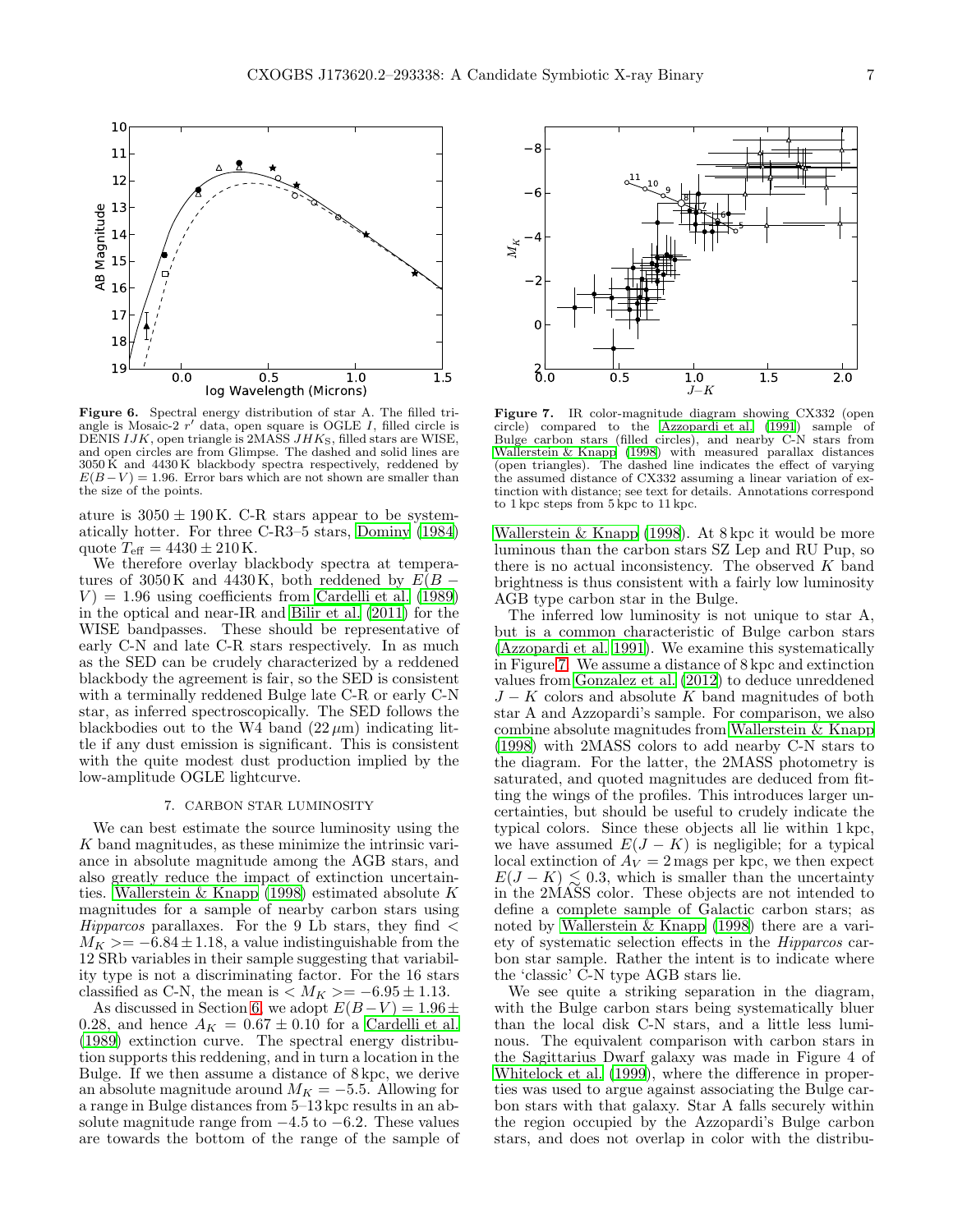**Figure 6.** Spectral energy distribution of star A. The filled triangle is Mosaic-2 $r'$ data, open square is OGLE $I$, filled circle is DENIS $IJK$, open triangle is 2MASS $JHK_S$, filled stars are WISE, and open circles are from Glimpse. The dashed and solid lines are 3050 K and 4430 K blackbody spectra respectively, reddened by $E(B-V) = 1.96$. Error bars which are not shown are smaller than the size of the points.

ature is $3050 \pm 190$ K. C-R stars appear to be systematically hotter. For three C-R3–5 stars, Dominy (1984) quote $T_{\rm eff} = 4430 \pm 210$ K.

We therefore overlay blackbody spectra at temperatures of 3050 K and 4430 K, both reddened by $E(B-V) = 1.96$ using coefficients from Cardelli et al. (1989) in the optical and near-IR and Bilir et al. (2011) for the WISE bandpasses. These should be representative of early C-N and late C-R stars respectively. In as much as the SED can be crudely characterized by a reddened blackbody the agreement is fair, so the SED is consistent with a terminally reddened Bulge late C-R or early C-N star, as inferred spectroscopically. The SED follows the blackbodies out to the W4 band ($22\,\mu$m) indicating little if any dust emission is significant. This is consistent with the quite modest dust production implied by the low-amplitude OGLE lightcurve.

## 7. CARBON STAR LUMINOSITY

We can best estimate the source luminosity using the $K$ band magnitudes, as these minimize the intrinsic variance in absolute magnitude among the AGB stars, and also greatly reduce the impact of extinction uncertainties. Wallerstein & Knapp (1998) estimated absolute $K$ magnitudes for a sample of nearby carbon stars using *Hipparcos* parallaxes. For the 9 Lb stars, they find $< M_K > = -6.84 \pm 1.18$, a value indistinguishable from the 12 SRb variables in their sample suggesting that variability type is not a discriminating factor. For the 16 stars classified as C-N, the mean is $< M_K > = -6.95 \pm 1.13$.

As discussed in Section 6, we adopt $E(B-V) = 1.96 \pm 0.28$, and hence $A_K = 0.67 \pm 0.10$ for a Cardelli et al. (1989) extinction curve. The spectral energy distribution supports this reddening, and in turn a location in the Bulge. If we then assume a distance of 8 kpc, we derive an absolute magnitude around $M_K = -5.5$. Allowing for a range in Bulge distances from 5–13 kpc results in an absolute magnitude range from $-4.5$ to $-6.2$. These values are towards the bottom of the range of the sample of Wallerstein & Knapp (1998). At 8 kpc it would be more luminous than the carbon stars SZ Lep and RU Pup, so there is no actual inconsistency. The observed $K$ band brightness is thus consistent with a fairly low luminosity AGB type carbon star in the Bulge.

**Figure 7.** IR color-magnitude diagram showing CX332 (open circle) compared to the Azzopardi et al. (1991) sample of Bulge carbon stars (filled circles), and nearby C-N stars from Wallerstein & Knapp (1998) with measured parallax distances (open triangles). The dashed line indicates the effect of varying the assumed distance of CX332 assuming a linear variation of extinction with distance; see text for details. Annotations correspond to 1 kpc steps from 5 kpc to 11 kpc.

The inferred low luminosity is not unique to star A, but is a common characteristic of Bulge carbon stars (Azzopardi et al. 1991). We examine this systematically in Figure 7. We assume a distance of 8 kpc and extinction values from Gonzalez et al. (2012) to deduce unreddened $J-K$ colors and absolute $K$ band magnitudes of both star A and Azzopardi's sample. For comparison, we also combine absolute magnitudes from Wallerstein & Knapp (1998) with 2MASS colors to add nearby C-N stars to the diagram. For the latter, the 2MASS photometry is saturated, and quoted magnitudes are deduced from fitting the wings of the profiles. This introduces larger uncertainties, but should be useful to crudely indicate the typical colors. Since these objects all lie within 1 kpc, we have assumed $E(J-K)$ is negligible; for a typical local extinction of $A_V = 2$ mags per kpc, we then expect $E(J-K) \lesssim 0.3$, which is smaller than the uncertainty in the 2MASS color. These objects are not intended to define a complete sample of Galactic carbon stars; as noted by Wallerstein & Knapp (1998) there are a variety of systematic selection effects in the *Hipparcos* carbon star sample. Rather the intent is to indicate where the 'classic' C-N type AGB stars lie.

We see quite a striking separation in the diagram, with the Bulge carbon stars being systematically bluer than the local disk C-N stars, and a little less luminous. The equivalent comparison with carbon stars in the Sagittarius Dwarf galaxy was made in Figure 4 of Whitelock et al. (1999), where the difference in properties was used to argue against associating the Bulge carbon stars with that galaxy. Star A falls securely within the region occupied by the Azzopardi's Bulge carbon stars, and does not overlap in color with the distribu-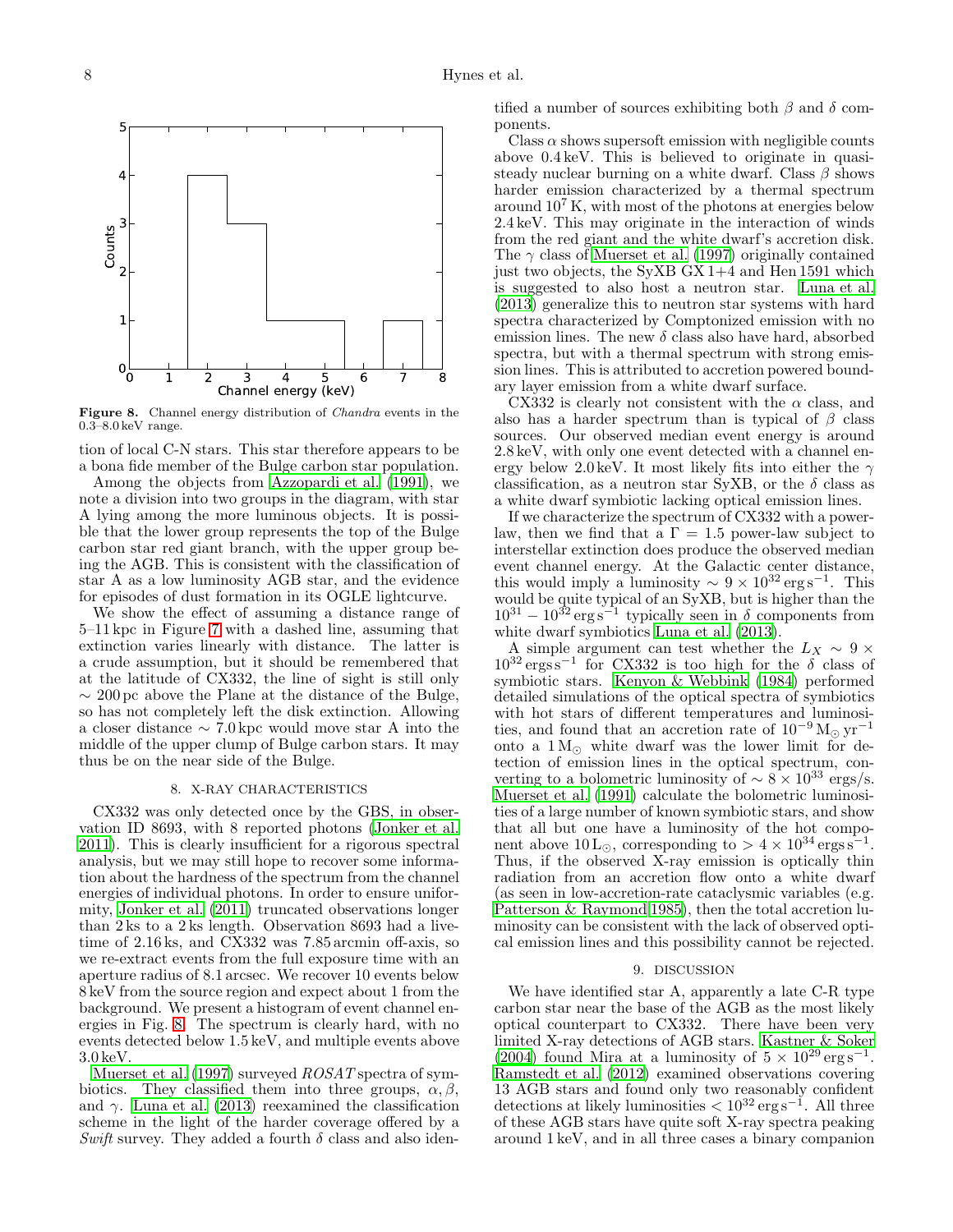**Figure 8.** Channel energy distribution of *Chandra* events in the 0.3–8.0 keV range.

tion of local C-N stars. This star therefore appears to be a bona fide member of the Bulge carbon star population.

Among the objects from Azzopardi et al. (1991), we note a division into two groups in the diagram, with star A lying among the more luminous objects. It is possible that the lower group represents the top of the Bulge carbon star red giant branch, with the upper group being the AGB. This is consistent with the classification of star A as a low luminosity AGB star, and the evidence for episodes of dust formation in its OGLE lightcurve.

We show the effect of assuming a distance range of 5–11 kpc in Figure 7 with a dashed line, assuming that extinction varies linearly with distance. The latter is a crude assumption, but it should be remembered that at the latitude of CX332, the line of sight is still only $\sim 200$ pc above the Plane at the distance of the Bulge, so has not completely left the disk extinction. Allowing a closer distance $\sim 7.0$ kpc would move star A into the middle of the upper clump of Bulge carbon stars. It may thus be on the near side of the Bulge.

## 8. X-RAY CHARACTERISTICS

CX332 was only detected once by the GBS, in observation ID 8693, with 8 reported photons (Jonker et al. 2011). This is clearly insufficient for a rigorous spectral analysis, but we may still hope to recover some information about the hardness of the spectrum from the channel energies of individual photons. In order to ensure uniformity, Jonker et al. (2011) truncated observations longer than 2 ks to a 2 ks length. Observation 8693 had a livetime of 2.16 ks, and CX332 was 7.85 arcmin off-axis, so we re-extract events from the full exposure time with an aperture radius of 8.1 arcsec. We recover 10 events below 8 keV from the source region and expect about 1 from the background. We present a histogram of event channel energies in Fig. 8. The spectrum is clearly hard, with no events detected below 1.5 keV, and multiple events above 3.0 keV.

Muerset et al. (1997) surveyed *ROSAT* spectra of symbiotics. They classified them into three groups, $\alpha, \beta$, and $\gamma$. Luna et al. (2013) reexamined the classification scheme in the light of the harder coverage offered by a *Swift* survey. They added a fourth $\delta$ class and also identified a number of sources exhibiting both $\beta$ and $\delta$ components.

Class $\alpha$ shows supersoft emission with negligible counts above 0.4 keV. This is believed to originate in quasi-steady nuclear burning on a white dwarf. Class $\beta$ shows harder emission characterized by a thermal spectrum around $10^7$ K, with most of the photons at energies below 2.4 keV. This may originate in the interaction of winds from the red giant and the white dwarf's accretion disk. The $\gamma$ class of Muerset et al. (1997) originally contained just two objects, the SyXB GX 1+4 and Hen 1591 which is suggested to also host a neutron star. Luna et al. (2013) generalize this to neutron star systems with hard spectra characterized by Comptonized emission with no emission lines. The new $\delta$ class also have hard, absorbed spectra, but with a thermal spectrum with strong emission lines. This is attributed to accretion powered boundary layer emission from a white dwarf surface.

CX332 is clearly not consistent with the $\alpha$ class, and also has a harder spectrum than is typical of $\beta$ class sources. Our observed median event energy is around 2.8 keV, with only one event detected with a channel energy below 2.0 keV. It most likely fits into either the $\gamma$ classification, as a neutron star SyXB, or the $\delta$ class as a white dwarf symbiotic lacking optical emission lines.

If we characterize the spectrum of CX332 with a power-law, then we find that a $\Gamma = 1.5$ power-law subject to interstellar extinction does produce the observed median event channel energy. At the Galactic center distance, this would imply a luminosity $\sim 9 \times 10^{32}\,\mathrm{erg\,s^{-1}}$. This would be quite typical of an SyXB, but is higher than the $10^{31} - 10^{32}\,\mathrm{erg\,s^{-1}}$ typically seen in $\delta$ components from white dwarf symbiotics Luna et al. (2013).

A simple argument can test whether the $L_X \sim 9 \times 10^{32}\,\mathrm{ergs\,s^{-1}}$ for CX332 is too high for the $\delta$ class of symbiotic stars. Kenyon & Webbink (1984) performed detailed simulations of the optical spectra of symbiotics with hot stars of different temperatures and luminosities, and found that an accretion rate of $10^{-9}\,\mathrm{M_\odot\,yr^{-1}}$ onto a $1\,\mathrm{M_\odot}$ white dwarf was the lower limit for detection of emission lines in the optical spectrum, converting to a bolometric luminosity of $\sim 8 \times 10^{33}$ ergs/s. Muerset et al. (1991) calculate the bolometric luminosities of a large number of known symbiotic stars, and show that all but one have a luminosity of the hot component above $10\,\mathrm{L_\odot}$, corresponding to $> 4 \times 10^{34}\,\mathrm{ergs\,s^{-1}}$. Thus, if the observed X-ray emission is optically thin radiation from an accretion flow onto a white dwarf (as seen in low-accretion-rate cataclysmic variables (e.g. Patterson & Raymond 1985), then the total accretion luminosity can be consistent with the lack of observed optical emission lines and this possibility cannot be rejected.

## 9. DISCUSSION

We have identified star A, apparently a late C-R type carbon star near the base of the AGB as the most likely optical counterpart to CX332. There have been very limited X-ray detections of AGB stars. Kastner & Soker (2004) found Mira at a luminosity of $5 \times 10^{29}\,\mathrm{erg\,s^{-1}}$. Ramstedt et al. (2012) examined observations covering 13 AGB stars and found only two reasonably confident detections at likely luminosities $< 10^{32}\,\mathrm{erg\,s^{-1}}$. All three of these AGB stars have quite soft X-ray spectra peaking around 1 keV, and in all three cases a binary companion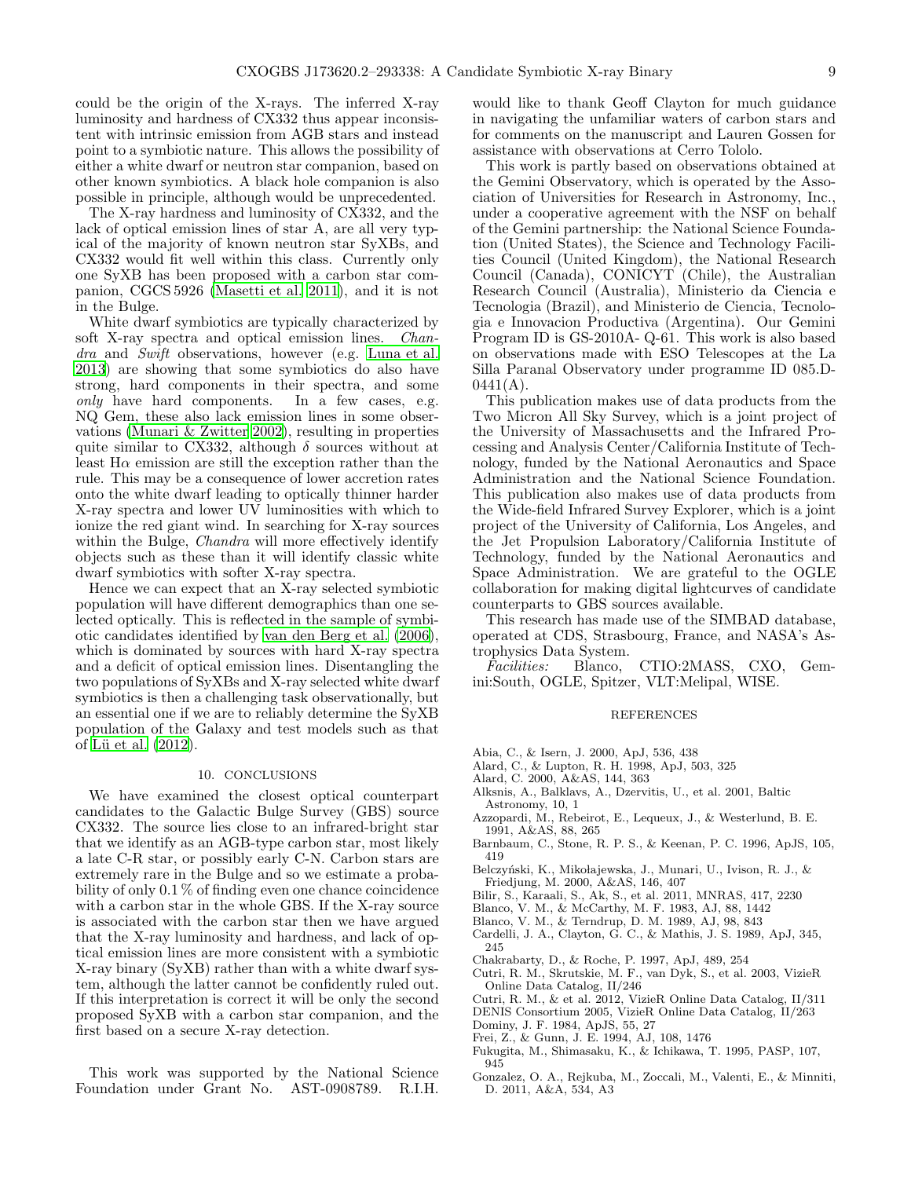could be the origin of the X-rays. The inferred X-ray luminosity and hardness of CX332 thus appear inconsistent with intrinsic emission from AGB stars and instead point to a symbiotic nature. This allows the possibility of either a white dwarf or neutron star companion, based on other known symbiotics. A black hole companion is also possible in principle, although would be unprecedented.

The X-ray hardness and luminosity of CX332, and the lack of optical emission lines of star A, are all very typical of the majority of known neutron star SyXBs, and CX332 would fit well within this class. Currently only one SyXB has been proposed with a carbon star companion, CGCS 5926 (Masetti et al. 2011), and it is not in the Bulge.

White dwarf symbiotics are typically characterized by soft X-ray spectra and optical emission lines. *Chandra* and *Swift* observations, however (e.g. Luna et al. 2013) are showing that some symbiotics do also have strong, hard components in their spectra, and some *only* have hard components. In a few cases, e.g. NQ Gem, these also lack emission lines in some observations (Munari & Zwitter 2002), resulting in properties quite similar to CX332, although $\delta$ sources without at least H$\alpha$ emission are still the exception rather than the rule. This may be a consequence of lower accretion rates onto the white dwarf leading to optically thinner harder X-ray spectra and lower UV luminosities with which to ionize the red giant wind. In searching for X-ray sources within the Bulge, *Chandra* will more effectively identify objects such as these than it will identify classic white dwarf symbiotics with softer X-ray spectra.

Hence we can expect that an X-ray selected symbiotic population will have different demographics than one selected optically. This is reflected in the sample of symbiotic candidates identified by van den Berg et al. (2006), which is dominated by sources with hard X-ray spectra and a deficit of optical emission lines. Disentangling the two populations of SyXBs and X-ray selected white dwarf symbiotics is then a challenging task observationally, but an essential one if we are to reliably determine the SyXB population of the Galaxy and test models such as that of Lü et al. (2012).

## 10. CONCLUSIONS

We have examined the closest optical counterpart candidates to the Galactic Bulge Survey (GBS) source CX332. The source lies close to an infrared-bright star that we identify as an AGB-type carbon star, most likely a late C-R star, or possibly early C-N. Carbon stars are extremely rare in the Bulge and so we estimate a probability of only 0.1 % of finding even one chance coincidence with a carbon star in the whole GBS. If the X-ray source is associated with the carbon star then we have argued that the X-ray luminosity and hardness, and lack of optical emission lines are more consistent with a symbiotic X-ray binary (SyXB) rather than with a white dwarf system, although the latter cannot be confidently ruled out. If this interpretation is correct it will be only the second proposed SyXB with a carbon star companion, and the first based on a secure X-ray detection.

This work was supported by the National Science Foundation under Grant No. AST-0908789. R.I.H. would like to thank Geoff Clayton for much guidance in navigating the unfamiliar waters of carbon stars and for comments on the manuscript and Lauren Gossen for assistance with observations at Cerro Tololo.

This work is partly based on observations obtained at the Gemini Observatory, which is operated by the Association of Universities for Research in Astronomy, Inc., under a cooperative agreement with the NSF on behalf of the Gemini partnership: the National Science Foundation (United States), the Science and Technology Facilities Council (United Kingdom), the National Research Council (Canada), CONICYT (Chile), the Australian Research Council (Australia), Ministerio da Ciencia e Tecnologia (Brazil), and Ministerio de Ciencia, Tecnologia e Innovacion Productiva (Argentina). Our Gemini Program ID is GS-2010A- Q-61. This work is also based on observations made with ESO Telescopes at the La Silla Paranal Observatory under programme ID 085.D-0441(A).

This publication makes use of data products from the Two Micron All Sky Survey, which is a joint project of the University of Massachusetts and the Infrared Processing and Analysis Center/California Institute of Technology, funded by the National Aeronautics and Space Administration and the National Science Foundation. This publication also makes use of data products from the Wide-field Infrared Survey Explorer, which is a joint project of the University of California, Los Angeles, and the Jet Propulsion Laboratory/California Institute of Technology, funded by the National Aeronautics and Space Administration. We are grateful to the OGLE collaboration for making digital lightcurves of candidate counterparts to GBS sources available.

This research has made use of the SIMBAD database, operated at CDS, Strasbourg, France, and NASA's Astrophysics Data System.

*Facilities:* Blanco, CTIO:2MASS, CXO, Gemini:South, OGLE, Spitzer, VLT:Melipal, WISE.

## REFERENCES

Abia, C., & Isern, J. 2000, ApJ, 536, 438
Alard, C., & Lupton, R. H. 1998, ApJ, 503, 325
Alard, C. 2000, A&AS, 144, 363
Alksnis, A., Balklavs, A., Dzervitis, U., et al. 2001, Baltic Astronomy, 10, 1
Azzopardi, M., Rebeirot, E., Lequeux, J., & Westerlund, B. E. 1991, A&AS, 88, 265
Barnbaum, C., Stone, R. P. S., & Keenan, P. C. 1996, ApJS, 105, 419
Belczyński, K., Mikołajewska, J., Munari, U., Ivison, R. J., & Friedjung, M. 2000, A&AS, 146, 407
Bilir, S., Karaali, S., Ak, S., et al. 2011, MNRAS, 417, 2230
Blanco, V. M., & McCarthy, M. F. 1983, AJ, 88, 1442
Blanco, V. M., & Terndrup, D. M. 1989, AJ, 98, 843
Cardelli, J. A., Clayton, G. C., & Mathis, J. S. 1989, ApJ, 345, 245
Chakrabarty, D., & Roche, P. 1997, ApJ, 489, 254
Cutri, R. M., Skrutskie, M. F., van Dyk, S., et al. 2003, VizieR Online Data Catalog, II/246
Cutri, R. M., & et al. 2012, VizieR Online Data Catalog, II/311
DENIS Consortium 2005, VizieR Online Data Catalog, II/263
Dominy, J. F. 1984, ApJS, 55, 27
Frei, Z., & Gunn, J. E. 1994, AJ, 108, 1476
Fukugita, M., Shimasaku, K., & Ichikawa, T. 1995, PASP, 107, 945
Gonzalez, O. A., Rejkuba, M., Zoccali, M., Valenti, E., & Minniti, D. 2011, A&A, 534, A3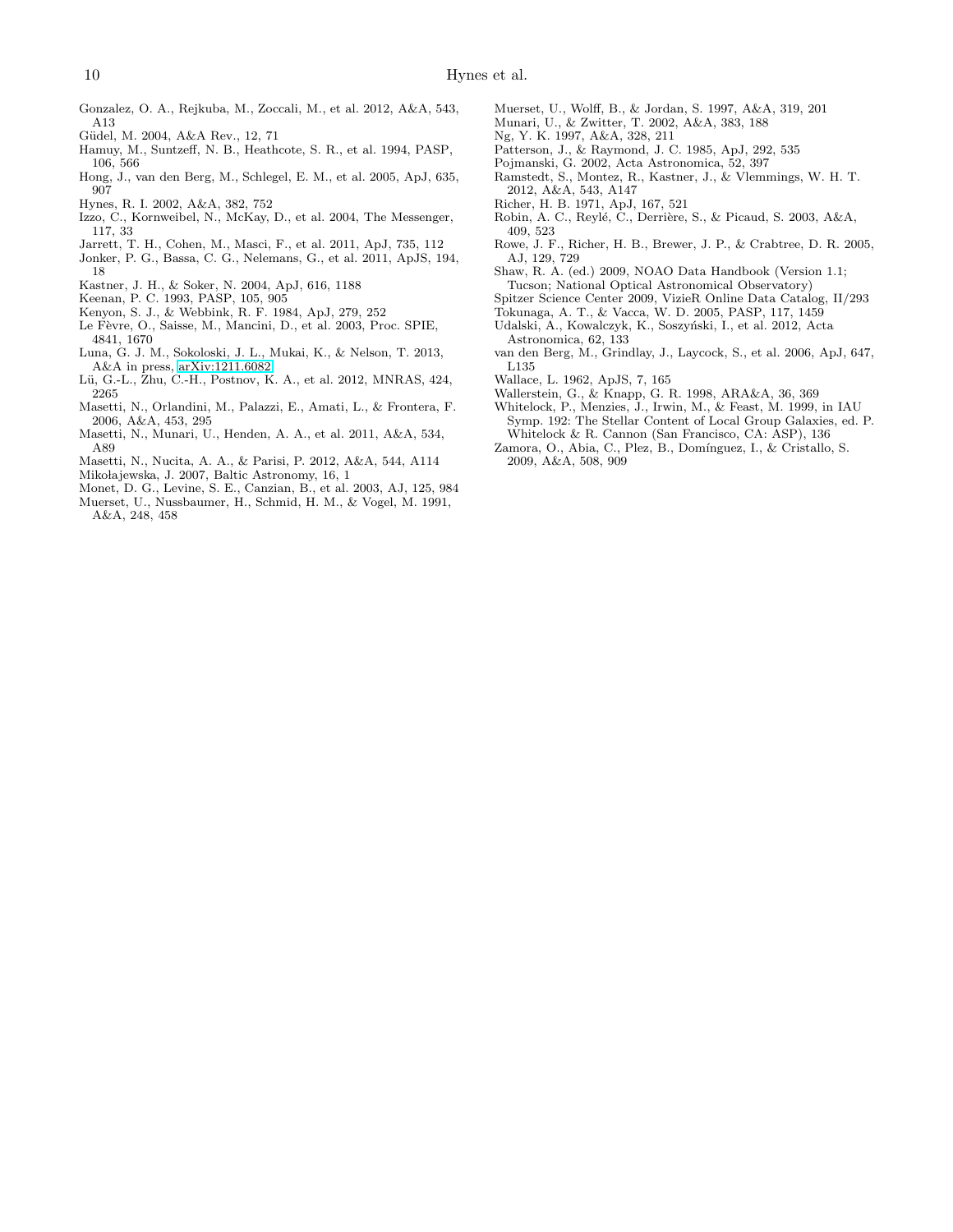Gonzalez, O. A., Rejkuba, M., Zoccali, M., et al. 2012, A&A, 543, A13

Güdel, M. 2004, A&A Rev., 12, 71

Hamuy, M., Suntzeff, N. B., Heathcote, S. R., et al. 1994, PASP, 106, 566

Hong, J., van den Berg, M., Schlegel, E. M., et al. 2005, ApJ, 635, 907

Hynes, R. I. 2002, A&A, 382, 752

Izzo, C., Kornweibel, N., McKay, D., et al. 2004, The Messenger, 117, 33

Jarrett, T. H., Cohen, M., Masci, F., et al. 2011, ApJ, 735, 112

Jonker, P. G., Bassa, C. G., Nelemans, G., et al. 2011, ApJS, 194, 18

Kastner, J. H., & Soker, N. 2004, ApJ, 616, 1188

Keenan, P. C. 1993, PASP, 105, 905

Kenyon, S. J., & Webbink, R. F. 1984, ApJ, 279, 252

Le Fèvre, O., Saisse, M., Mancini, D., et al. 2003, Proc. SPIE, 4841, 1670

Luna, G. J. M., Sokoloski, J. L., Mukai, K., & Nelson, T. 2013, A&A in press, arXiv:1211.6082

Lü, G.-L., Zhu, C.-H., Postnov, K. A., et al. 2012, MNRAS, 424, 2265

Masetti, N., Orlandini, M., Palazzi, E., Amati, L., & Frontera, F. 2006, A&A, 453, 295

Masetti, N., Munari, U., Henden, A. A., et al. 2011, A&A, 534, A89

Masetti, N., Nucita, A. A., & Parisi, P. 2012, A&A, 544, A114

Mikołajewska, J. 2007, Baltic Astronomy, 16, 1

Monet, D. G., Levine, S. E., Canzian, B., et al. 2003, AJ, 125, 984

Muerset, U., Nussbaumer, H., Schmid, H. M., & Vogel, M. 1991, A&A, 248, 458

Muerset, U., Wolff, B., & Jordan, S. 1997, A&A, 319, 201

Munari, U., & Zwitter, T. 2002, A&A, 383, 188

Ng, Y. K. 1997, A&A, 328, 211

Patterson, J., & Raymond, J. C. 1985, ApJ, 292, 535

Pojmanski, G. 2002, Acta Astronomica, 52, 397

Ramstedt, S., Montez, R., Kastner, J., & Vlemmings, W. H. T. 2012, A&A, 543, A147

Richer, H. B. 1971, ApJ, 167, 521

Robin, A. C., Reylé, C., Derrière, S., & Picaud, S. 2003, A&A, 409, 523

Rowe, J. F., Richer, H. B., Brewer, J. P., & Crabtree, D. R. 2005, AJ, 129, 729

Shaw, R. A. (ed.) 2009, NOAO Data Handbook (Version 1.1; Tucson; National Optical Astronomical Observatory)

Spitzer Science Center 2009, VizieR Online Data Catalog, II/293

Tokunaga, A. T., & Vacca, W. D. 2005, PASP, 117, 1459

Udalski, A., Kowalczyk, K., Soszyński, I., et al. 2012, Acta Astronomica, 62, 133

van den Berg, M., Grindlay, J., Laycock, S., et al. 2006, ApJ, 647, L135

Wallace, L. 1962, ApJS, 7, 165

Wallerstein, G., & Knapp, G. R. 1998, ARA&A, 36, 369

Whitelock, P., Menzies, J., Irwin, M., & Feast, M. 1999, in IAU Symp. 192: The Stellar Content of Local Group Galaxies, ed. P. Whitelock & R. Cannon (San Francisco, CA: ASP), 136

Zamora, O., Abia, C., Plez, B., Domínguez, I., & Cristallo, S. 2009, A&A, 508, 909